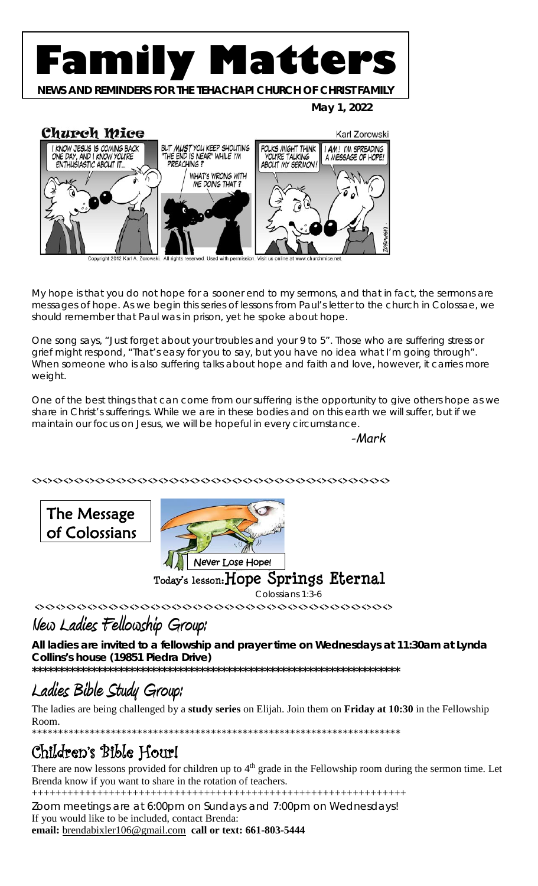# Family Matters

**NEWS AND REMINDERS FOR THE TEHACHAPI CHURCH OF CHRIST FAMILY**

**May 1, 2022**

My hope is that you do not hope for a sooner end to my sermons, and that in fact, the sermons are messages of hope. As we begin this series of lessons from Paul's letter to the church in Colossae, we should remember that Paul was in prison, yet he spoke about hope.

One song says, "Just forget about your troubles and your 9 to 5". Those who are suffering stress or grief might respond, "That's easy for you to say, but you have no idea what I'm going through". When someone who is also suffering talks about hope and faith and love, however, it carries more weight.

One of the best things that can come from our suffering is the opportunity to give others hope as we share in Christ's sufferings. While we are in these bodies and on this earth we will suffer, but if we maintain our focus on Jesus, we will be hopeful in every circumstance.

*-Mark*

<><><><><><><><><><><><><><><><><><><><><><><><><><><><><><><><><><><><><><><><><><><><><><>

## The Message of Colossians

Never Lose Hope!

Today's lesson: **Hope Springs Eternal**

Colossians 1:3-6

<><><><><><><><><><><><><><><><><><><><><><><><><><><><><><><><><><><><><><><><><><><><><><>

## New Ladies Fellowship Group:

**All ladies are invited to a fellowship and prayer time on Wednesdays at 11:30am at Lynda Collins's house (19851 Piedra Drive)**

**************************************************************************

## Ladies Bible Study Group:

The ladies are being challenged by a **study series** on Elijah. Join them on **Friday at 10:30** in the Fellowship Room.

**************************************************************************

## Children's Bible Hour!

There are now lessons provided for children up to 4th grade in the Fellowship room during the sermon time. Let Brenda know if you want to share in the rotation of teachers.

++++++++++++++++++++++++++++++++++++++++++++++++++++++++++++++++++

Zoom meetings are at 6:00pm on Sundays and 7:00pm on Wednesdays!

If you would like to be included, contact Brenda:

**email:** brendabixler106@gmail.com **call or text: 661-803-5444**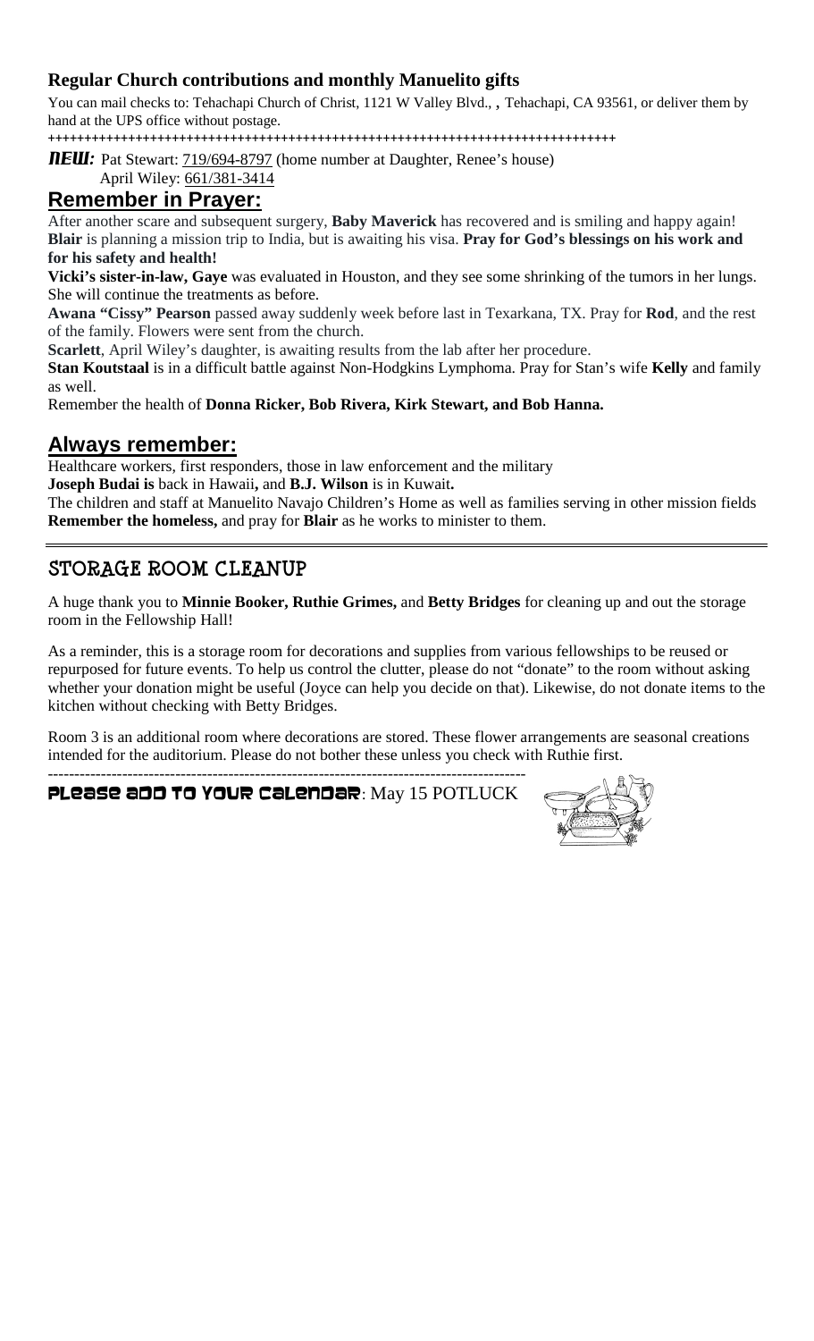**Regular Church contributions and monthly Manuelito gifts**

You can mail checks to: Tehachapi Church of Christ, 1121 W Valley Blvd., , Tehachapi, CA 93561, or deliver them by hand at the UPS office without postage.

++++++++++++++++++++++++++++++++++++++++++++++++++++++++++++++++++++++++++++++++

***NEW:*** Pat Stewart: 719/694-8797 (home number at Daughter, Renee's house)
April Wiley: 661/381-3414

## Remember in Prayer:

After another scare and subsequent surgery, **Baby Maverick** has recovered and is smiling and happy again!

**Blair** is planning a mission trip to India, but is awaiting his visa. **Pray for God's blessings on his work and for his safety and health!**

**Vicki's sister-in-law, Gaye** was evaluated in Houston, and they see some shrinking of the tumors in her lungs. She will continue the treatments as before.

**Awana "Cissy" Pearson** passed away suddenly week before last in Texarkana, TX. Pray for **Rod**, and the rest of the family. Flowers were sent from the church.

**Scarlett**, April Wiley's daughter, is awaiting results from the lab after her procedure.

**Stan Koutstaal** is in a difficult battle against Non-Hodgkins Lymphoma. Pray for Stan's wife **Kelly** and family as well.

Remember the health of **Donna Ricker, Bob Rivera, Kirk Stewart, and Bob Hanna.**

## Always remember:

Healthcare workers, first responders, those in law enforcement and the military

**Joseph Budai is** back in Hawaii**,** and **B.J. Wilson** is in Kuwait**.**

The children and staff at Manuelito Navajo Children's Home as well as families serving in other mission fields

**Remember the homeless,** and pray for **Blair** as he works to minister to them.

## STORAGE ROOM CLEANUP

A huge thank you to **Minnie Booker, Ruthie Grimes,** and **Betty Bridges** for cleaning up and out the storage room in the Fellowship Hall!

As a reminder, this is a storage room for decorations and supplies from various fellowships to be reused or repurposed for future events. To help us control the clutter, please do not "donate" to the room without asking whether your donation might be useful (Joyce can help you decide on that). Likewise, do not donate items to the kitchen without checking with Betty Bridges.

Room 3 is an additional room where decorations are stored. These flower arrangements are seasonal creations intended for the auditorium. Please do not bother these unless you check with Ruthie first.

------------------------------------------------------------------------------------------

**PLEASE ADD TO YOUR CALENDAR**: May 15 POTLUCK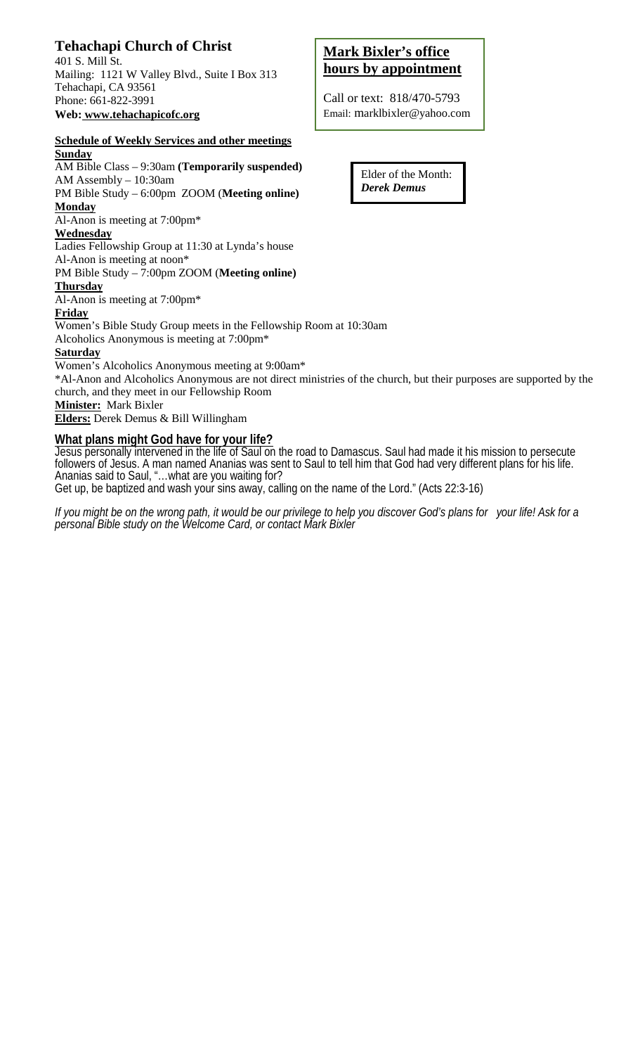## Tehachapi Church of Christ

401 S. Mill St.
Mailing: 1121 W Valley Blvd., Suite I Box 313
Tehachapi, CA 93561
Phone: 661-822-3991
**Web: www.tehachapicofc.org**

**Mark Bixler's office hours by appointment**

Call or text: 818/470-5793
Email: marklbixler@yahoo.com

Elder of the Month: ***Derek Demus***

**Schedule of Weekly Services and other meetings**

**Sunday**
AM Bible Class – 9:30am **(Temporarily suspended)**
AM Assembly – 10:30am
PM Bible Study – 6:00pm ZOOM (**Meeting online)**

**Monday**
Al-Anon is meeting at 7:00pm*

**Wednesday**
Ladies Fellowship Group at 11:30 at Lynda's house
Al-Anon is meeting at noon*
PM Bible Study – 7:00pm ZOOM (**Meeting online)**

**Thursday**
Al-Anon is meeting at 7:00pm*

**Friday**
Women's Bible Study Group meets in the Fellowship Room at 10:30am
Alcoholics Anonymous is meeting at 7:00pm*

**Saturday**
Women's Alcoholics Anonymous meeting at 9:00am*

*Al-Anon and Alcoholics Anonymous are not direct ministries of the church, but their purposes are supported by the church, and they meet in our Fellowship Room

**Minister:** Mark Bixler
**Elders:** Derek Demus & Bill Willingham

**What plans might God have for your life?**

Jesus personally intervened in the life of Saul on the road to Damascus. Saul had made it his mission to persecute followers of Jesus. A man named Ananias was sent to Saul to tell him that God had very different plans for his life. Ananias said to Saul, "…what are you waiting for?
Get up, be baptized and wash your sins away, calling on the name of the Lord." (Acts 22:3-16)

*If you might be on the wrong path, it would be our privilege to help you discover God's plans for your life! Ask for a personal Bible study on the Welcome Card, or contact Mark Bixler*